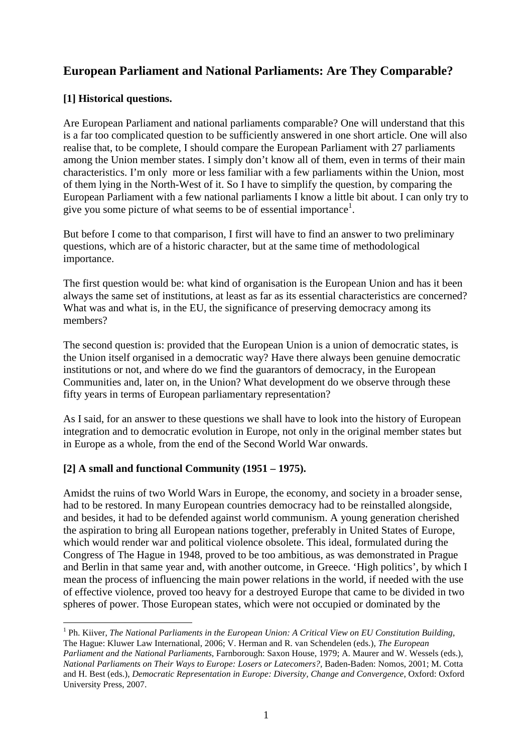# European Parliament and National Parliaments: Are They Comparable?

## [1] Historical questions.

Are European Parliament and national parliaments comparable? One will understand that this is a far too complicated question to be sufficiently answered in one short article. One will also realise that, to be complete, I should compare the European Parliament with 27 parliaments among the Union member states. I simply don't know all of them, even in terms of their main characteristics. I'm only more or less familiar with a few parliaments within the Union, most of them lying in the North-West of it. So I have to simplify the question, by comparing the European Parliament with a few national parliaments I know a little bit about. I can only try to give you some picture of what seems to be of essential importance[1].

But before I come to that comparison, I first will have to find an answer to two preliminary questions, which are of a historic character, but at the same time of methodological importance.

The first question would be: what kind of organisation is the European Union and has it been always the same set of institutions, at least as far as its essential characteristics are concerned? What was and what is, in the EU, the significance of preserving democracy among its members?

The second question is: provided that the European Union is a union of democratic states, is the Union itself organised in a democratic way? Have there always been genuine democratic institutions or not, and where do we find the guarantors of democracy, in the European Communities and, later on, in the Union? What development do we observe through these fifty years in terms of European parliamentary representation?

As I said, for an answer to these questions we shall have to look into the history of European integration and to democratic evolution in Europe, not only in the original member states but in Europe as a whole, from the end of the Second World War onwards.

## [2] A small and functional Community (1951 – 1975).

Amidst the ruins of two World Wars in Europe, the economy, and society in a broader sense, had to be restored. In many European countries democracy had to be reinstalled alongside, and besides, it had to be defended against world communism. A young generation cherished the aspiration to bring all European nations together, preferably in United States of Europe, which would render war and political violence obsolete. This ideal, formulated during the Congress of The Hague in 1948, proved to be too ambitious, as was demonstrated in Prague and Berlin in that same year and, with another outcome, in Greece. 'High politics', by which I mean the process of influencing the main power relations in the world, if needed with the use of effective violence, proved too heavy for a destroyed Europe that came to be divided in two spheres of power. Those European states, which were not occupied or dominated by the

---

[1] Ph. Kiiver, *The National Parliaments in the European Union: A Critical View on EU Constitution Building*, The Hague: Kluwer Law International, 2006; V. Herman and R. van Schendelen (eds.), *The European Parliament and the National Parliaments*, Farnborough: Saxon House, 1979; A. Maurer and W. Wessels (eds.), *National Parliaments on Their Ways to Europe: Losers or Latecomers?*, Baden-Baden: Nomos, 2001; M. Cotta and H. Best (eds.), *Democratic Representation in Europe: Diversity, Change and Convergence*, Oxford: Oxford University Press, 2007.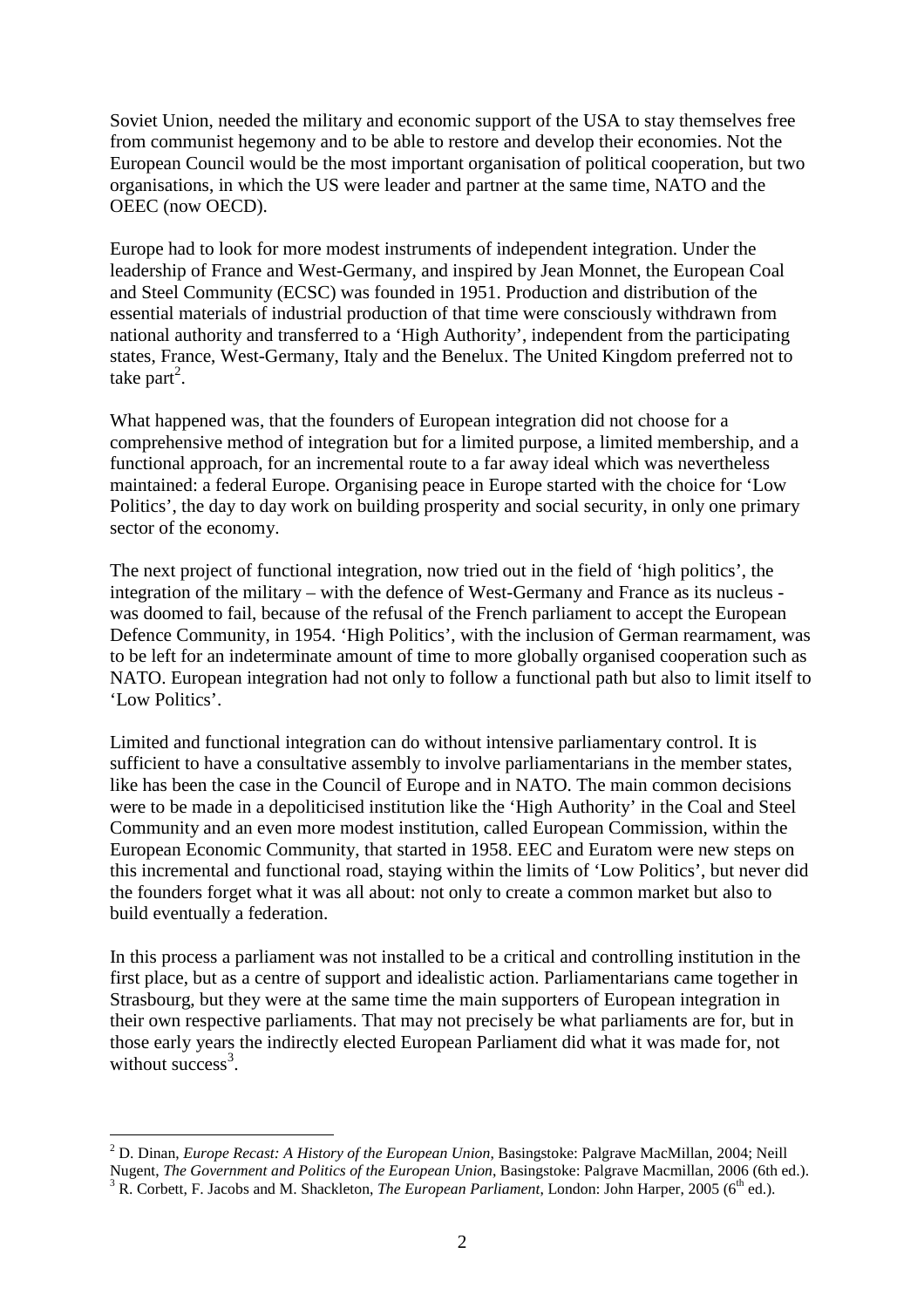Soviet Union, needed the military and economic support of the USA to stay themselves free from communist hegemony and to be able to restore and develop their economies. Not the European Council would be the most important organisation of political cooperation, but two organisations, in which the US were leader and partner at the same time, NATO and the OEEC (now OECD).

Europe had to look for more modest instruments of independent integration. Under the leadership of France and West-Germany, and inspired by Jean Monnet, the European Coal and Steel Community (ECSC) was founded in 1951. Production and distribution of the essential materials of industrial production of that time were consciously withdrawn from national authority and transferred to a 'High Authority', independent from the participating states, France, West-Germany, Italy and the Benelux. The United Kingdom preferred not to take part[2].

What happened was, that the founders of European integration did not choose for a comprehensive method of integration but for a limited purpose, a limited membership, and a functional approach, for an incremental route to a far away ideal which was nevertheless maintained: a federal Europe. Organising peace in Europe started with the choice for 'Low Politics', the day to day work on building prosperity and social security, in only one primary sector of the economy.

The next project of functional integration, now tried out in the field of 'high politics', the integration of the military – with the defence of West-Germany and France as its nucleus - was doomed to fail, because of the refusal of the French parliament to accept the European Defence Community, in 1954. 'High Politics', with the inclusion of German rearmament, was to be left for an indeterminate amount of time to more globally organised cooperation such as NATO. European integration had not only to follow a functional path but also to limit itself to 'Low Politics'.

Limited and functional integration can do without intensive parliamentary control. It is sufficient to have a consultative assembly to involve parliamentarians in the member states, like has been the case in the Council of Europe and in NATO. The main common decisions were to be made in a depoliticised institution like the 'High Authority' in the Coal and Steel Community and an even more modest institution, called European Commission, within the European Economic Community, that started in 1958. EEC and Euratom were new steps on this incremental and functional road, staying within the limits of 'Low Politics', but never did the founders forget what it was all about: not only to create a common market but also to build eventually a federation.

In this process a parliament was not installed to be a critical and controlling institution in the first place, but as a centre of support and idealistic action. Parliamentarians came together in Strasbourg, but they were at the same time the main supporters of European integration in their own respective parliaments. That may not precisely be what parliaments are for, but in those early years the indirectly elected European Parliament did what it was made for, not without success[3].

---

[2] D. Dinan, *Europe Recast: A History of the European Union*, Basingstoke: Palgrave MacMillan, 2004; Neill Nugent, *The Government and Politics of the European Union*, Basingstoke: Palgrave Macmillan, 2006 (6th ed.).

[3] R. Corbett, F. Jacobs and M. Shackleton, *The European Parliament*, London: John Harper, 2005 (6th ed.).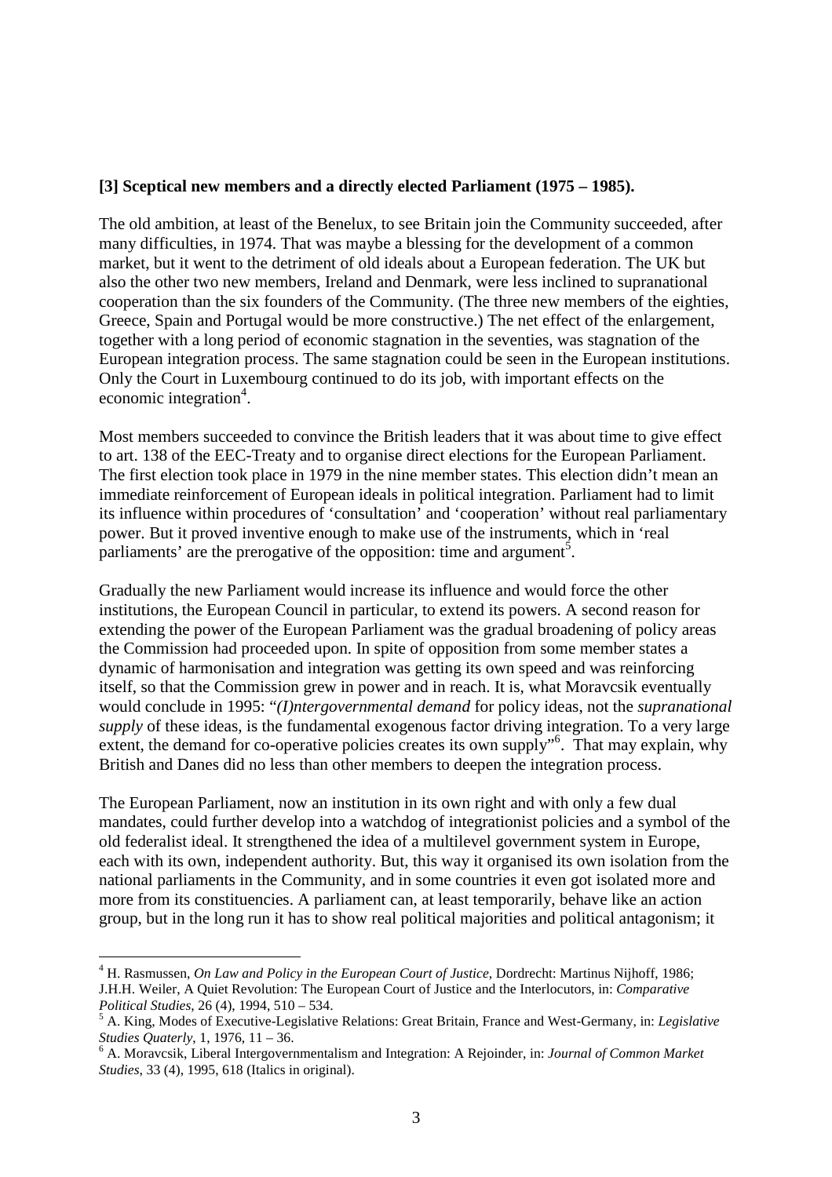**[3] Sceptical new members and a directly elected Parliament (1975 – 1985).**

The old ambition, at least of the Benelux, to see Britain join the Community succeeded, after many difficulties, in 1974. That was maybe a blessing for the development of a common market, but it went to the detriment of old ideals about a European federation. The UK but also the other two new members, Ireland and Denmark, were less inclined to supranational cooperation than the six founders of the Community. (The three new members of the eighties, Greece, Spain and Portugal would be more constructive.) The net effect of the enlargement, together with a long period of economic stagnation in the seventies, was stagnation of the European integration process. The same stagnation could be seen in the European institutions. Only the Court in Luxembourg continued to do its job, with important effects on the economic integration[4].

Most members succeeded to convince the British leaders that it was about time to give effect to art. 138 of the EEC-Treaty and to organise direct elections for the European Parliament. The first election took place in 1979 in the nine member states. This election didn't mean an immediate reinforcement of European ideals in political integration. Parliament had to limit its influence within procedures of 'consultation' and 'cooperation' without real parliamentary power. But it proved inventive enough to make use of the instruments, which in 'real parliaments' are the prerogative of the opposition: time and argument[5].

Gradually the new Parliament would increase its influence and would force the other institutions, the European Council in particular, to extend its powers. A second reason for extending the power of the European Parliament was the gradual broadening of policy areas the Commission had proceeded upon. In spite of opposition from some member states a dynamic of harmonisation and integration was getting its own speed and was reinforcing itself, so that the Commission grew in power and in reach. It is, what Moravcsik eventually would conclude in 1995: "*(I)ntergovernmental demand* for policy ideas, not the *supranational supply* of these ideas, is the fundamental exogenous factor driving integration. To a very large extent, the demand for co-operative policies creates its own supply"[6]. That may explain, why British and Danes did no less than other members to deepen the integration process.

The European Parliament, now an institution in its own right and with only a few dual mandates, could further develop into a watchdog of integrationist policies and a symbol of the old federalist ideal. It strengthened the idea of a multilevel government system in Europe, each with its own, independent authority. But, this way it organised its own isolation from the national parliaments in the Community, and in some countries it even got isolated more and more from its constituencies. A parliament can, at least temporarily, behave like an action group, but in the long run it has to show real political majorities and political antagonism; it

---

[4] H. Rasmussen, *On Law and Policy in the European Court of Justice*, Dordrecht: Martinus Nijhoff, 1986; J.H.H. Weiler, A Quiet Revolution: The European Court of Justice and the Interlocutors, in: *Comparative Political Studies*, 26 (4), 1994, 510 – 534.

[5] A. King, Modes of Executive-Legislative Relations: Great Britain, France and West-Germany, in: *Legislative Studies Quaterly*, 1, 1976, 11 – 36.

[6] A. Moravcsik, Liberal Intergovernmentalism and Integration: A Rejoinder, in: *Journal of Common Market Studies*, 33 (4), 1995, 618 (Italics in original).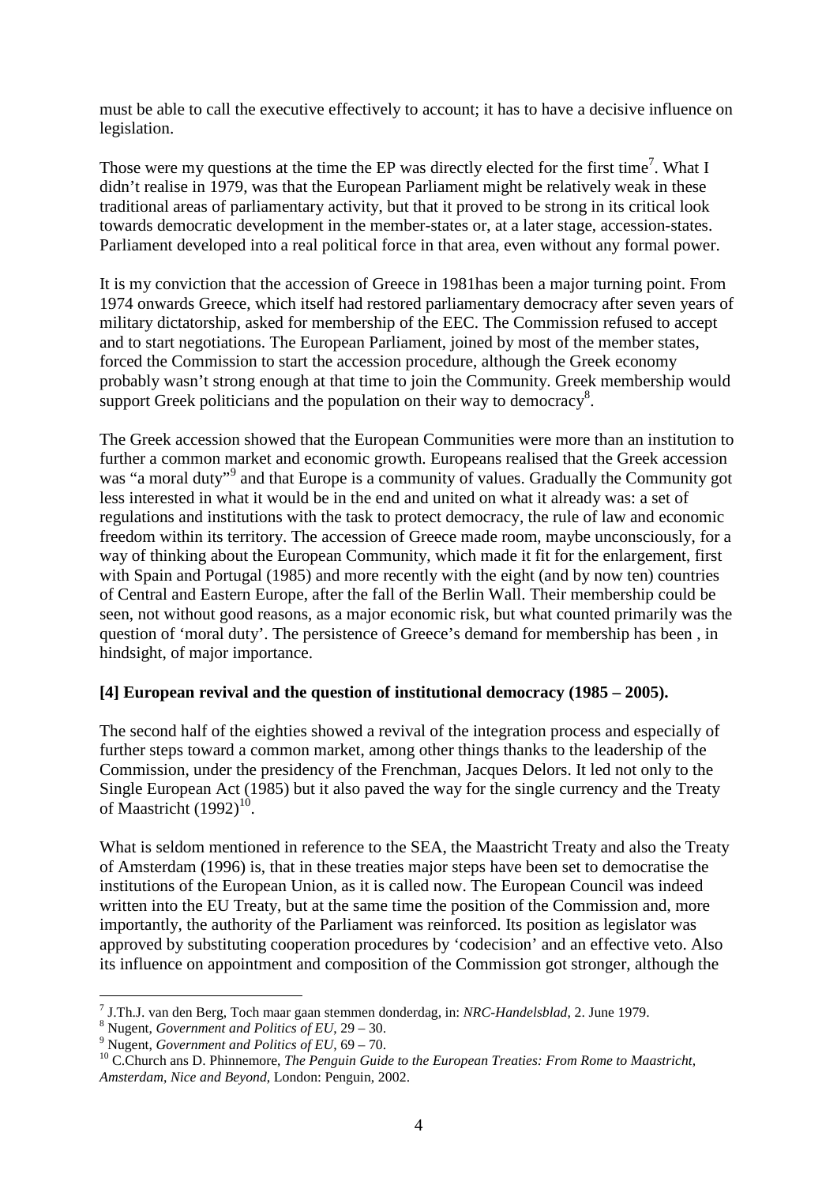must be able to call the executive effectively to account; it has to have a decisive influence on legislation.

Those were my questions at the time the EP was directly elected for the first time[7]. What I didn't realise in 1979, was that the European Parliament might be relatively weak in these traditional areas of parliamentary activity, but that it proved to be strong in its critical look towards democratic development in the member-states or, at a later stage, accession-states. Parliament developed into a real political force in that area, even without any formal power.

It is my conviction that the accession of Greece in 1981has been a major turning point. From 1974 onwards Greece, which itself had restored parliamentary democracy after seven years of military dictatorship, asked for membership of the EEC. The Commission refused to accept and to start negotiations. The European Parliament, joined by most of the member states, forced the Commission to start the accession procedure, although the Greek economy probably wasn't strong enough at that time to join the Community. Greek membership would support Greek politicians and the population on their way to democracy[8].

The Greek accession showed that the European Communities were more than an institution to further a common market and economic growth. Europeans realised that the Greek accession was "a moral duty"[9] and that Europe is a community of values. Gradually the Community got less interested in what it would be in the end and united on what it already was: a set of regulations and institutions with the task to protect democracy, the rule of law and economic freedom within its territory. The accession of Greece made room, maybe unconsciously, for a way of thinking about the European Community, which made it fit for the enlargement, first with Spain and Portugal (1985) and more recently with the eight (and by now ten) countries of Central and Eastern Europe, after the fall of the Berlin Wall. Their membership could be seen, not without good reasons, as a major economic risk, but what counted primarily was the question of 'moral duty'. The persistence of Greece's demand for membership has been , in hindsight, of major importance.

**[4] European revival and the question of institutional democracy (1985 – 2005).**

The second half of the eighties showed a revival of the integration process and especially of further steps toward a common market, among other things thanks to the leadership of the Commission, under the presidency of the Frenchman, Jacques Delors. It led not only to the Single European Act (1985) but it also paved the way for the single currency and the Treaty of Maastricht (1992)[10].

What is seldom mentioned in reference to the SEA, the Maastricht Treaty and also the Treaty of Amsterdam (1996) is, that in these treaties major steps have been set to democratise the institutions of the European Union, as it is called now. The European Council was indeed written into the EU Treaty, but at the same time the position of the Commission and, more importantly, the authority of the Parliament was reinforced. Its position as legislator was approved by substituting cooperation procedures by 'codecision' and an effective veto. Also its influence on appointment and composition of the Commission got stronger, although the

---

[7] J.Th.J. van den Berg, Toch maar gaan stemmen donderdag, in: *NRC-Handelsblad*, 2. June 1979.

[8] Nugent, *Government and Politics of EU*, 29 – 30.

[9] Nugent, *Government and Politics of EU*, 69 – 70.

[10] C.Church ans D. Phinnemore, *The Penguin Guide to the European Treaties: From Rome to Maastricht, Amsterdam, Nice and Beyond*, London: Penguin, 2002.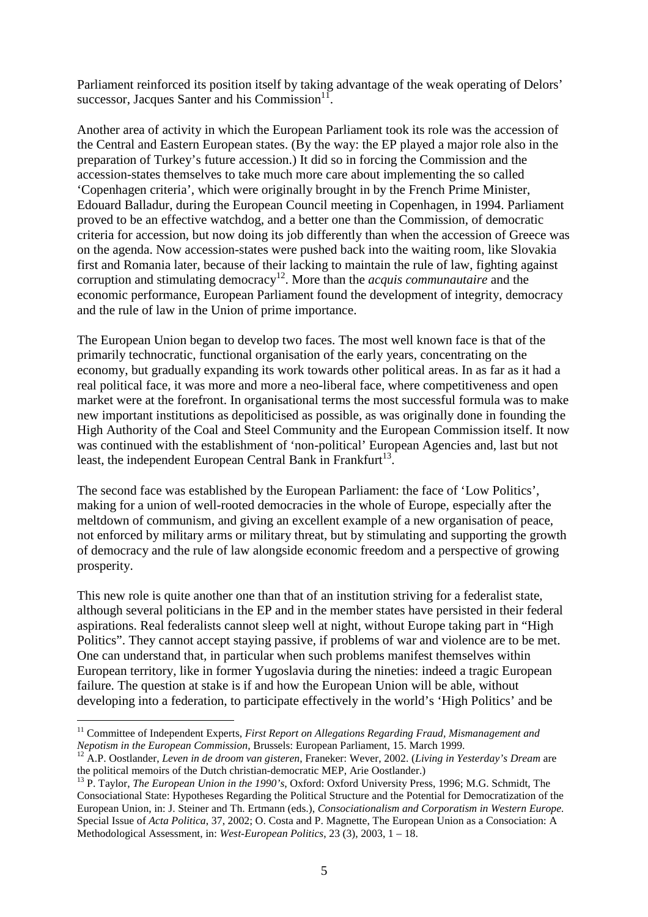Parliament reinforced its position itself by taking advantage of the weak operating of Delors' successor, Jacques Santer and his Commission[11].

Another area of activity in which the European Parliament took its role was the accession of the Central and Eastern European states. (By the way: the EP played a major role also in the preparation of Turkey's future accession.) It did so in forcing the Commission and the accession-states themselves to take much more care about implementing the so called 'Copenhagen criteria', which were originally brought in by the French Prime Minister, Edouard Balladur, during the European Council meeting in Copenhagen, in 1994. Parliament proved to be an effective watchdog, and a better one than the Commission, of democratic criteria for accession, but now doing its job differently than when the accession of Greece was on the agenda. Now accession-states were pushed back into the waiting room, like Slovakia first and Romania later, because of their lacking to maintain the rule of law, fighting against corruption and stimulating democracy[12]. More than the *acquis communautaire* and the economic performance, European Parliament found the development of integrity, democracy and the rule of law in the Union of prime importance.

The European Union began to develop two faces. The most well known face is that of the primarily technocratic, functional organisation of the early years, concentrating on the economy, but gradually expanding its work towards other political areas. In as far as it had a real political face, it was more and more a neo-liberal face, where competitiveness and open market were at the forefront. In organisational terms the most successful formula was to make new important institutions as depoliticised as possible, as was originally done in founding the High Authority of the Coal and Steel Community and the European Commission itself. It now was continued with the establishment of 'non-political' European Agencies and, last but not least, the independent European Central Bank in Frankfurt[13].

The second face was established by the European Parliament: the face of 'Low Politics', making for a union of well-rooted democracies in the whole of Europe, especially after the meltdown of communism, and giving an excellent example of a new organisation of peace, not enforced by military arms or military threat, but by stimulating and supporting the growth of democracy and the rule of law alongside economic freedom and a perspective of growing prosperity.

This new role is quite another one than that of an institution striving for a federalist state, although several politicians in the EP and in the member states have persisted in their federal aspirations. Real federalists cannot sleep well at night, without Europe taking part in "High Politics". They cannot accept staying passive, if problems of war and violence are to be met. One can understand that, in particular when such problems manifest themselves within European territory, like in former Yugoslavia during the nineties: indeed a tragic European failure. The question at stake is if and how the European Union will be able, without developing into a federation, to participate effectively in the world's 'High Politics' and be

---

[11] Committee of Independent Experts, *First Report on Allegations Regarding Fraud, Mismanagement and Nepotism in the European Commission*, Brussels: European Parliament, 15. March 1999.

[12] A.P. Oostlander, *Leven in de droom van gisteren*, Franeker: Wever, 2002. (*Living in Yesterday's Dream* are the political memoirs of the Dutch christian-democratic MEP, Arie Oostlander.)

[13] P. Taylor, *The European Union in the 1990's*, Oxford: Oxford University Press, 1996; M.G. Schmidt, The Consociational State: Hypotheses Regarding the Political Structure and the Potential for Democratization of the European Union, in: J. Steiner and Th. Ertmann (eds.), *Consociationalism and Corporatism in Western Europe.* Special Issue of *Acta Politica*, 37, 2002; O. Costa and P. Magnette, The European Union as a Consociation: A Methodological Assessment, in: *West-European Politics*, 23 (3), 2003, 1 – 18.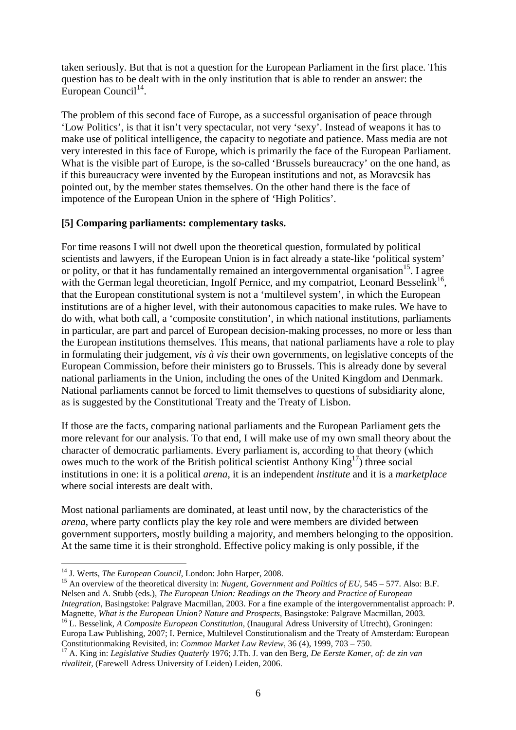taken seriously. But that is not a question for the European Parliament in the first place. This question has to be dealt with in the only institution that is able to render an answer: the European Council[14].

The problem of this second face of Europe, as a successful organisation of peace through 'Low Politics', is that it isn't very spectacular, not very 'sexy'. Instead of weapons it has to make use of political intelligence, the capacity to negotiate and patience. Mass media are not very interested in this face of Europe, which is primarily the face of the European Parliament. What is the visible part of Europe, is the so-called 'Brussels bureaucracy' on the one hand, as if this bureaucracy were invented by the European institutions and not, as Moravcsik has pointed out, by the member states themselves. On the other hand there is the face of impotence of the European Union in the sphere of 'High Politics'.

**[5] Comparing parliaments: complementary tasks.**

For time reasons I will not dwell upon the theoretical question, formulated by political scientists and lawyers, if the European Union is in fact already a state-like 'political system' or polity, or that it has fundamentally remained an intergovernmental organisation[15]. I agree with the German legal theoretician, Ingolf Pernice, and my compatriot, Leonard Besselink[16], that the European constitutional system is not a 'multilevel system', in which the European institutions are of a higher level, with their autonomous capacities to make rules. We have to do with, what both call, a 'composite constitution', in which national institutions, parliaments in particular, are part and parcel of European decision-making processes, no more or less than the European institutions themselves. This means, that national parliaments have a role to play in formulating their judgement, *vis à vis* their own governments, on legislative concepts of the European Commission, before their ministers go to Brussels. This is already done by several national parliaments in the Union, including the ones of the United Kingdom and Denmark. National parliaments cannot be forced to limit themselves to questions of subsidiarity alone, as is suggested by the Constitutional Treaty and the Treaty of Lisbon.

If those are the facts, comparing national parliaments and the European Parliament gets the more relevant for our analysis. To that end, I will make use of my own small theory about the character of democratic parliaments. Every parliament is, according to that theory (which owes much to the work of the British political scientist Anthony King[17]) three social institutions in one: it is a political *arena*, it is an independent *institute* and it is a *marketplace* where social interests are dealt with.

Most national parliaments are dominated, at least until now, by the characteristics of the *arena*, where party conflicts play the key role and were members are divided between government supporters, mostly building a majority, and members belonging to the opposition. At the same time it is their stronghold. Effective policy making is only possible, if the

---

[14] J. Werts, *The European Council*, London: John Harper, 2008.

[15] An overview of the theoretical diversity in: *Nugent, Government and Politics of EU*, 545 – 577. Also: B.F. Nelsen and A. Stubb (eds.), *The European Union: Readings on the Theory and Practice of European Integration*, Basingstoke: Palgrave Macmillan, 2003. For a fine example of the intergovernmentalist approach: P. Magnette, *What is the European Union? Nature and Prospects*, Basingstoke: Palgrave Macmillan, 2003.

[16] L. Besselink, *A Composite European Constitution*, (Inaugural Adress University of Utrecht), Groningen: Europa Law Publishing, 2007; I. Pernice, Multilevel Constitutionalism and the Treaty of Amsterdam: European Constitutionmaking Revisited, in: *Common Market Law Review*, 36 (4), 1999, 703 – 750.

[17] A. King in: *Legislative Studies Quaterly* 1976; J.Th. J. van den Berg, *De Eerste Kamer, of: de zin van rivaliteit*, (Farewell Adress University of Leiden) Leiden, 2006.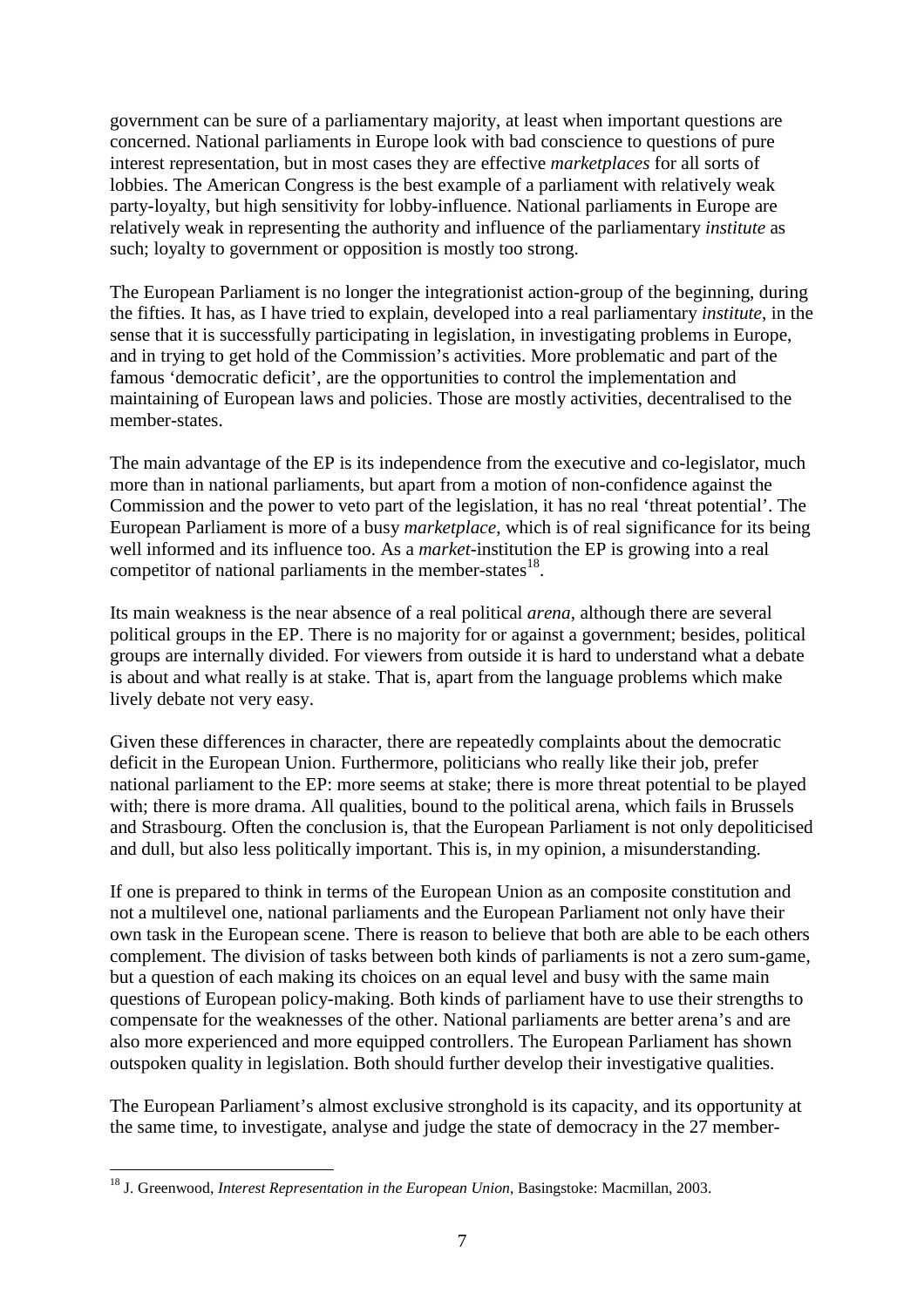government can be sure of a parliamentary majority, at least when important questions are concerned. National parliaments in Europe look with bad conscience to questions of pure interest representation, but in most cases they are effective *marketplaces* for all sorts of lobbies. The American Congress is the best example of a parliament with relatively weak party-loyalty, but high sensitivity for lobby-influence. National parliaments in Europe are relatively weak in representing the authority and influence of the parliamentary *institute* as such; loyalty to government or opposition is mostly too strong.

The European Parliament is no longer the integrationist action-group of the beginning, during the fifties. It has, as I have tried to explain, developed into a real parliamentary *institute*, in the sense that it is successfully participating in legislation, in investigating problems in Europe, and in trying to get hold of the Commission's activities. More problematic and part of the famous 'democratic deficit', are the opportunities to control the implementation and maintaining of European laws and policies. Those are mostly activities, decentralised to the member-states.

The main advantage of the EP is its independence from the executive and co-legislator, much more than in national parliaments, but apart from a motion of non-confidence against the Commission and the power to veto part of the legislation, it has no real 'threat potential'. The European Parliament is more of a busy *marketplace*, which is of real significance for its being well informed and its influence too. As a *market*-institution the EP is growing into a real competitor of national parliaments in the member-states[18].

Its main weakness is the near absence of a real political *arena*, although there are several political groups in the EP. There is no majority for or against a government; besides, political groups are internally divided. For viewers from outside it is hard to understand what a debate is about and what really is at stake. That is, apart from the language problems which make lively debate not very easy.

Given these differences in character, there are repeatedly complaints about the democratic deficit in the European Union. Furthermore, politicians who really like their job, prefer national parliament to the EP: more seems at stake; there is more threat potential to be played with; there is more drama. All qualities, bound to the political arena, which fails in Brussels and Strasbourg. Often the conclusion is, that the European Parliament is not only depoliticised and dull, but also less politically important. This is, in my opinion, a misunderstanding.

If one is prepared to think in terms of the European Union as an composite constitution and not a multilevel one, national parliaments and the European Parliament not only have their own task in the European scene. There is reason to believe that both are able to be each others complement. The division of tasks between both kinds of parliaments is not a zero sum-game, but a question of each making its choices on an equal level and busy with the same main questions of European policy-making. Both kinds of parliament have to use their strengths to compensate for the weaknesses of the other. National parliaments are better arena's and are also more experienced and more equipped controllers. The European Parliament has shown outspoken quality in legislation. Both should further develop their investigative qualities.

The European Parliament's almost exclusive stronghold is its capacity, and its opportunity at the same time, to investigate, analyse and judge the state of democracy in the 27 member-

---

[18] J. Greenwood, *Interest Representation in the European Union*, Basingstoke: Macmillan, 2003.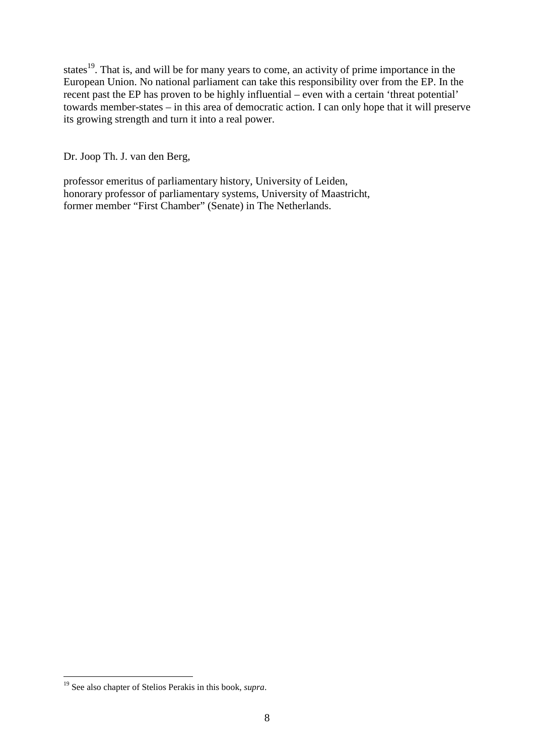states[19]. That is, and will be for many years to come, an activity of prime importance in the European Union. No national parliament can take this responsibility over from the EP. In the recent past the EP has proven to be highly influential – even with a certain 'threat potential' towards member-states – in this area of democratic action. I can only hope that it will preserve its growing strength and turn it into a real power.

Dr. Joop Th. J. van den Berg,

professor emeritus of parliamentary history, University of Leiden,
honorary professor of parliamentary systems, University of Maastricht,
former member "First Chamber" (Senate) in The Netherlands.

[19] See also chapter of Stelios Perakis in this book, *supra*.